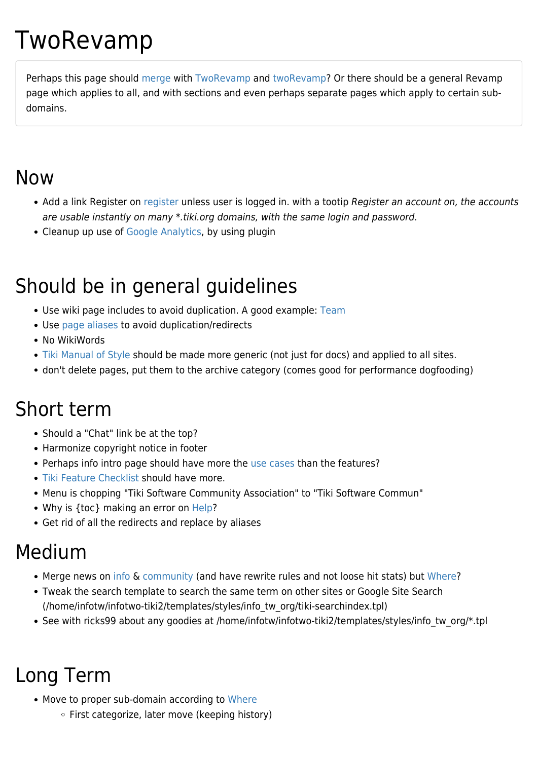# TwoRevamp

Perhaps this page should merge with TwoRevamp and twoRevamp? Or there should be a general Revamp page which applies to all, and with sections and even perhaps separate pages which apply to certain sub-domains.

## Now

- Add a link Register on register unless user is logged in. with a tootip *Register an account on, the accounts are usable instantly on many *.tiki.org domains, with the same login and password.*
- Cleanup up use of Google Analytics, by using plugin

## Should be in general guidelines

- Use wiki page includes to avoid duplication. A good example: Team
- Use page aliases to avoid duplication/redirects
- No WikiWords
- Tiki Manual of Style should be made more generic (not just for docs) and applied to all sites.
- don't delete pages, put them to the archive category (comes good for performance dogfooding)

## Short term

- Should a "Chat" link be at the top?
- Harmonize copyright notice in footer
- Perhaps info intro page should have more the use cases than the features?
- Tiki Feature Checklist should have more.
- Menu is chopping "Tiki Software Community Association" to "Tiki Software Commun"
- Why is {toc} making an error on Help?
- Get rid of all the redirects and replace by aliases

## Medium

- Merge news on info & community (and have rewrite rules and not loose hit stats) but Where?
- Tweak the search template to search the same term on other sites or Google Site Search (/home/infotw/infotwo-tiki2/templates/styles/info_tw_org/tiki-searchindex.tpl)
- See with ricks99 about any goodies at /home/infotw/infotwo-tiki2/templates/styles/info_tw_org/*.tpl

## Long Term

- Move to proper sub-domain according to Where
  - First categorize, later move (keeping history)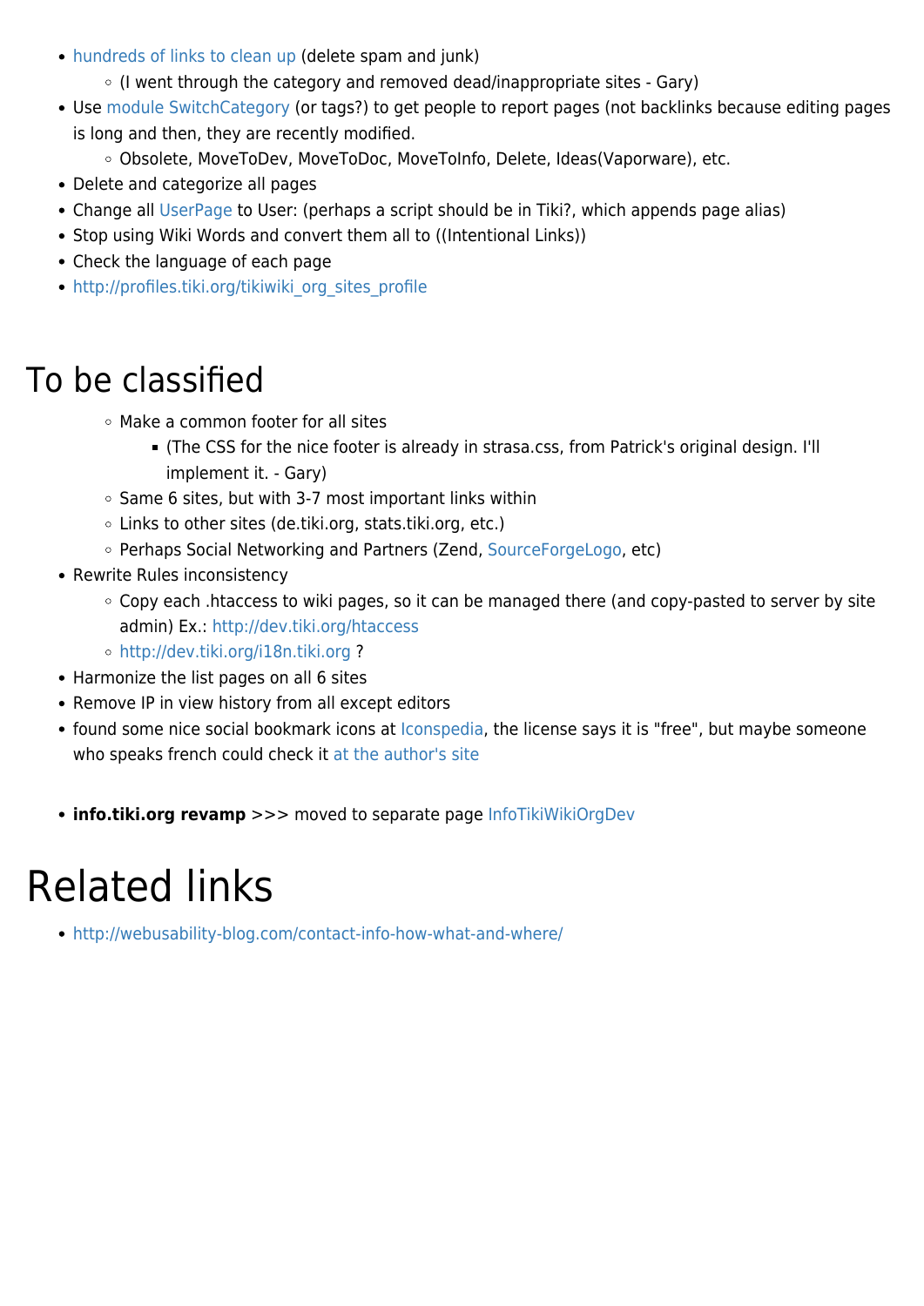- hundreds of links to clean up (delete spam and junk)
  - (I went through the category and removed dead/inappropriate sites - Gary)
- Use module SwitchCategory (or tags?) to get people to report pages (not backlinks because editing pages is long and then, they are recently modified.
  - Obsolete, MoveToDev, MoveToDoc, MoveToInfo, Delete, Ideas(Vaporware), etc.
- Delete and categorize all pages
- Change all UserPage to User: (perhaps a script should be in Tiki?, which appends page alias)
- Stop using Wiki Words and convert them all to ((Intentional Links))
- Check the language of each page
- http://profiles.tiki.org/tikiwiki_org_sites_profile

## To be classified

  - Make a common footer for all sites
    - (The CSS for the nice footer is already in strasa.css, from Patrick's original design. I'll implement it. - Gary)
  - Same 6 sites, but with 3-7 most important links within
  - Links to other sites (de.tiki.org, stats.tiki.org, etc.)
  - Perhaps Social Networking and Partners (Zend, SourceForgeLogo, etc)
- Rewrite Rules inconsistency
  - Copy each .htaccess to wiki pages, so it can be managed there (and copy-pasted to server by site admin) Ex.: http://dev.tiki.org/htaccess
  - http://dev.tiki.org/i18n.tiki.org ?
- Harmonize the list pages on all 6 sites
- Remove IP in view history from all except editors
- found some nice social bookmark icons at Iconspedia, the license says it is "free", but maybe someone who speaks french could check it at the author's site

- **info.tiki.org revamp** >>> moved to separate page InfoTikiWikiOrgDev

# Related links

- http://webusability-blog.com/contact-info-how-what-and-where/